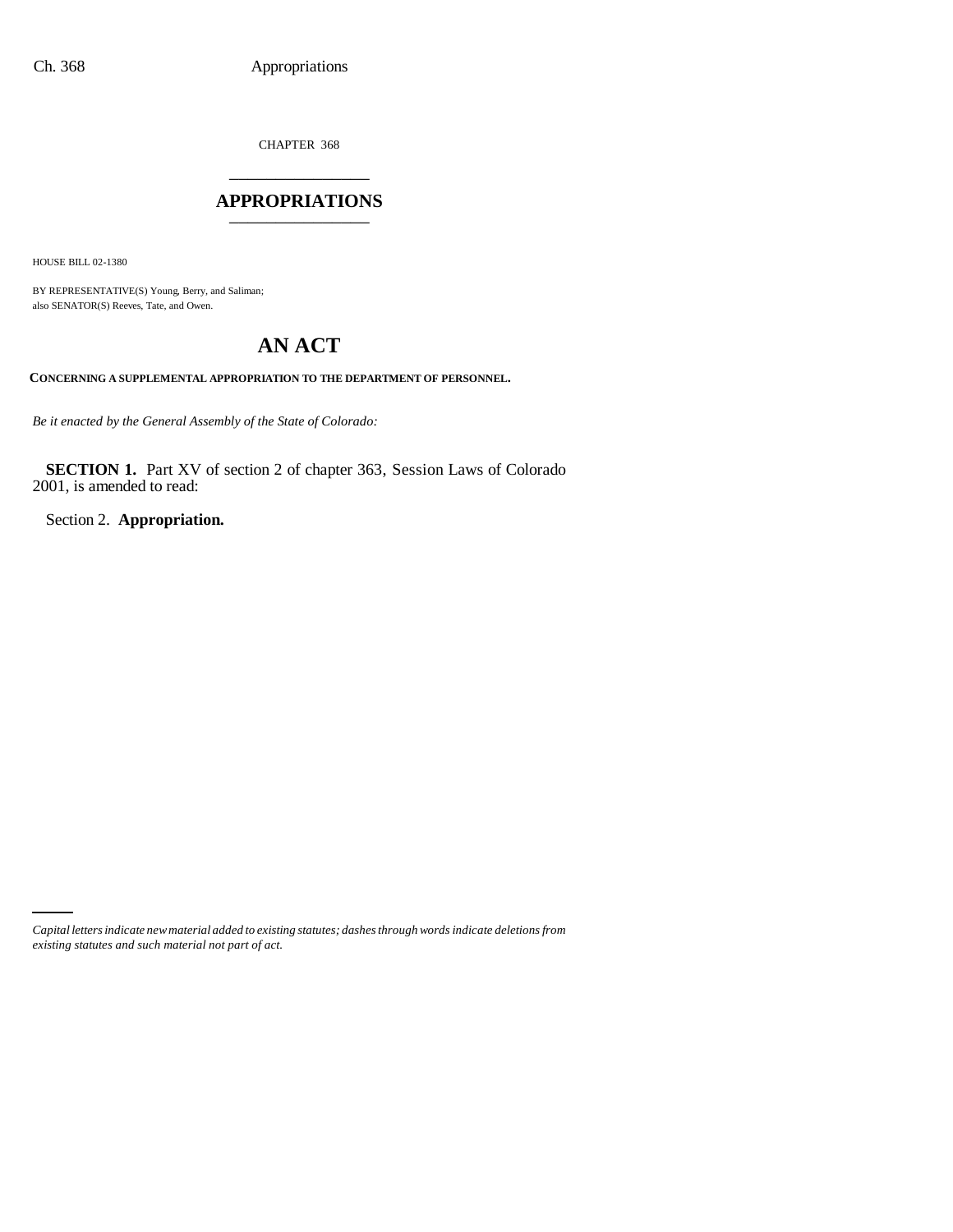CHAPTER 368

# APPROPRIATIONS

HOUSE BILL 02-1380

BY REPRESENTATIVE(S) Young, Berry, and Saliman;
also SENATOR(S) Reeves, Tate, and Owen.

## AN ACT

**CONCERNING A SUPPLEMENTAL APPROPRIATION TO THE DEPARTMENT OF PERSONNEL.**

*Be it enacted by the General Assembly of the State of Colorado:*

**SECTION 1.** Part XV of section 2 of chapter 363, Session Laws of Colorado 2001, is amended to read:

Section 2. **Appropriation.**

*Capital letters indicate new material added to existing statutes; dashes through words indicate deletions from existing statutes and such material not part of act.*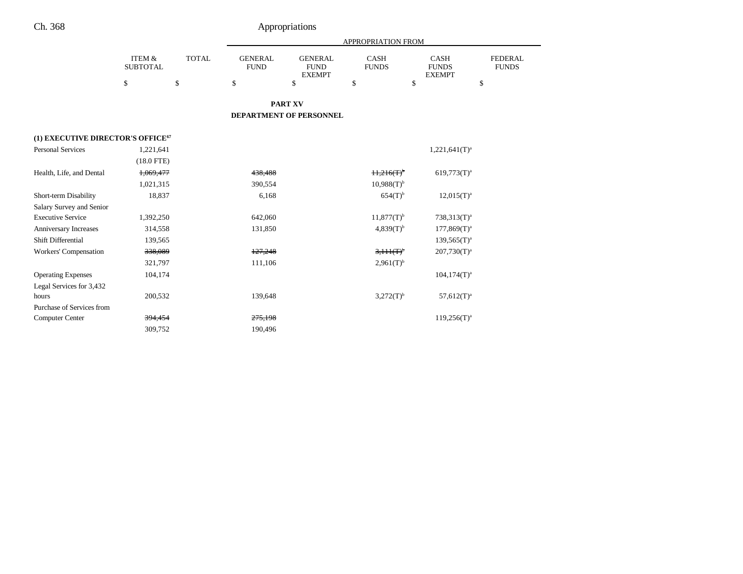## PART XV

## DEPARTMENT OF PERSONNEL

| | ITEM & SUBTOTAL | TOTAL | APPROPRIATION FROM GENERAL FUND | GENERAL FUND EXEMPT | CASH FUNDS | CASH FUNDS EXEMPT | FEDERAL FUNDS |
|---|---|---|---|---|---|---|---|
| | $ | $ | $ | $ | $ | $ | $ |
| **(1) EXECUTIVE DIRECTOR'S OFFICE[67]** | | | | | | | |
| Personal Services | 1,221,641 | | | | | 1,221,641(T)[a] | |
| | (18.0 FTE) | | | | | | |
| Health, Life, and Dental | ~~1,069,477~~ | | ~~438,488~~ | | ~~11,216(T)[b]~~ | 619,773(T)[a] | |
| | 1,021,315 | | 390,554 | | 10,988(T)[b] | | |
| Short-term Disability | 18,837 | | 6,168 | | 654(T)[b] | 12,015(T)[a] | |
| Salary Survey and Senior Executive Service | 1,392,250 | | 642,060 | | 11,877(T)[b] | 738,313(T)[a] | |
| Anniversary Increases | 314,558 | | 131,850 | | 4,839(T)[b] | 177,869(T)[a] | |
| Shift Differential | 139,565 | | | | | 139,565(T)[a] | |
| Workers' Compensation | ~~338,089~~ | | ~~127,248~~ | | ~~3,111(T)[b]~~ | 207,730(T)[a] | |
| | 321,797 | | 111,106 | | 2,961(T)[b] | | |
| Operating Expenses | 104,174 | | | | | 104,174(T)[a] | |
| Legal Services for 3,432 hours | 200,532 | | 139,648 | | 3,272(T)[b] | 57,612(T)[a] | |
| Purchase of Services from Computer Center | ~~394,454~~ | | ~~275,198~~ | | | 119,256(T)[a] | |
| | 309,752 | | 190,496 | | | | |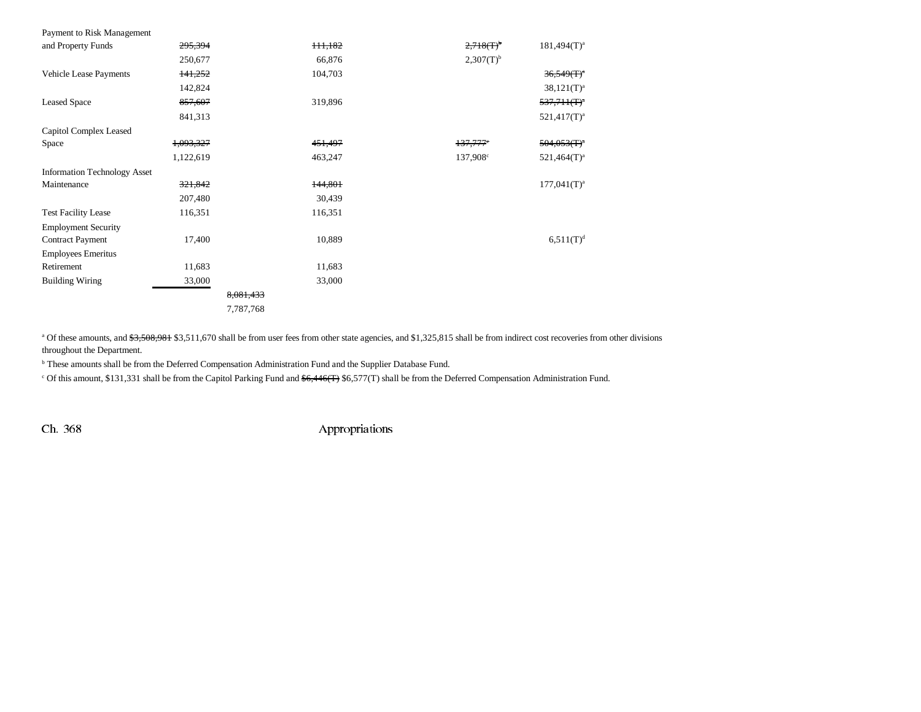| | | | | | |
|---|---|---|---|---|---|
| Payment to Risk Management and Property Funds | ~~295,394~~ | | ~~111,182~~ | ~~2,718(T)[b]~~ | 181,494(T)[a] |
| | 250,677 | | 66,876 | 2,307(T)[b] | |
| Vehicle Lease Payments | ~~141,252~~ | | 104,703 | | ~~36,549(T)[a]~~ |
| | 142,824 | | | | 38,121(T)[a] |
| Leased Space | ~~857,607~~ | | 319,896 | | ~~537,711(T)[a]~~ |
| | 841,313 | | | | 521,417(T)[a] |
| Capitol Complex Leased Space | ~~1,093,327~~ | | ~~451,497~~ | ~~137,777[c]~~ | ~~504,053(T)[a]~~ |
| | 1,122,619 | | 463,247 | 137,908[c] | 521,464(T)[a] |
| Information Technology Asset Maintenance | ~~321,842~~ | | ~~144,801~~ | | 177,041(T)[a] |
| | 207,480 | | 30,439 | | |
| Test Facility Lease | 116,351 | | 116,351 | | |
| Employment Security Contract Payment | 17,400 | | 10,889 | | 6,511(T)[d] |
| Employees Emeritus Retirement | 11,683 | | 11,683 | | |
| Building Wiring | 33,000 | | 33,000 | | |
| | | ~~8,081,433~~ | | | |
| | | 7,787,768 | | | |

[a] Of these amounts, and ~~$3,508,981~~ $3,511,670 shall be from user fees from other state agencies, and $1,325,815 shall be from indirect cost recoveries from other divisions throughout the Department.

[b] These amounts shall be from the Deferred Compensation Administration Fund and the Supplier Database Fund.

[c] Of this amount, $131,331 shall be from the Capitol Parking Fund and ~~$6,446(T)~~ $6,577(T) shall be from the Deferred Compensation Administration Fund.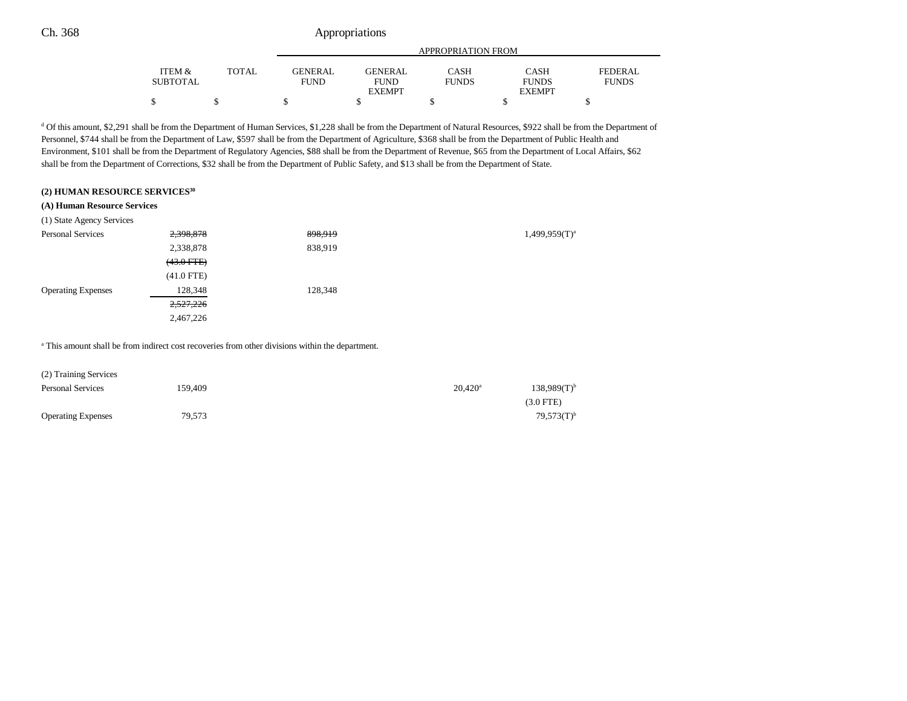| | ITEM & SUBTOTAL | TOTAL | GENERAL FUND | GENERAL FUND EXEMPT | CASH FUNDS | CASH FUNDS EXEMPT | FEDERAL FUNDS |
|---|---|---|---|---|---|---|---|
| | | | APPROPRIATION FROM | | | | |
| | $ | $ | $ | $ | $ | $ | $ |

[d] Of this amount, $2,291 shall be from the Department of Human Services, $1,228 shall be from the Department of Natural Resources, $922 shall be from the Department of Personnel, $744 shall be from the Department of Law, $597 shall be from the Department of Agriculture, $368 shall be from the Department of Public Health and Environment, $101 shall be from the Department of Regulatory Agencies, $88 shall be from the Department of Revenue, $65 from the Department of Local Affairs, $62 shall be from the Department of Corrections, $32 shall be from the Department of Public Safety, and $13 shall be from the Department of State.

**(2) HUMAN RESOURCE SERVICES[30]**

**(A) Human Resource Services**

(1) State Agency Services

| | ITEM & SUBTOTAL | TOTAL | GENERAL FUND | GENERAL FUND EXEMPT | CASH FUNDS | CASH FUNDS EXEMPT | FEDERAL FUNDS |
|---|---|---|---|---|---|---|---|
| Personal Services | ~~2,398,878~~ | | ~~898,919~~ | | | 1,499,959(T)[a] | |
| | 2,338,878 | | 838,919 | | | | |
| | ~~(43.0 FTE)~~ | | | | | | |
| | (41.0 FTE) | | | | | | |
| Operating Expenses | 128,348 | | 128,348 | | | | |
| | ~~2,527,226~~ | | | | | | |
| | 2,467,226 | | | | | | |

[a] This amount shall be from indirect cost recoveries from other divisions within the department.

(2) Training Services

| | ITEM & SUBTOTAL | TOTAL | GENERAL FUND | GENERAL FUND EXEMPT | CASH FUNDS | CASH FUNDS EXEMPT | FEDERAL FUNDS |
|---|---|---|---|---|---|---|---|
| Personal Services | 159,409 | | | | 20,420[a] | 138,989(T)[b] | |
| | | | | | | (3.0 FTE) | |
| Operating Expenses | 79,573 | | | | | 79,573(T)[b] | |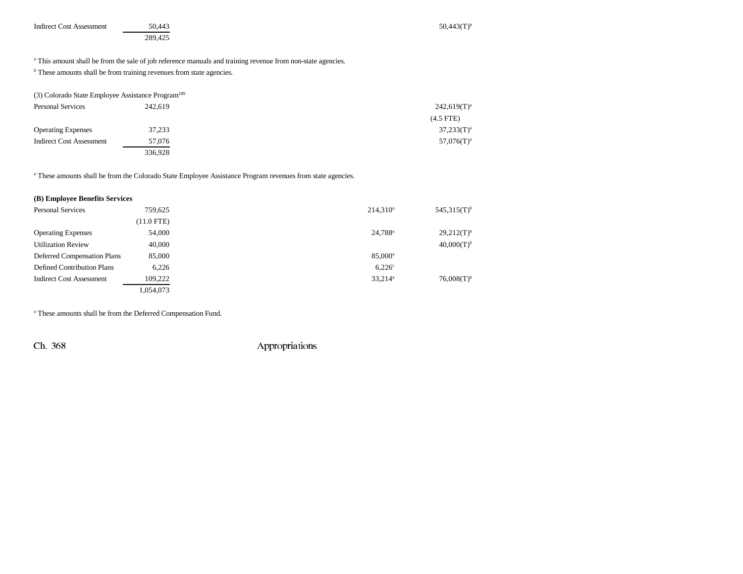| | | | | | |
|---|---|---|---|---|---|
| Indirect Cost Assessment | 50,443 | | | | 50,443(T)[b] |
| | 289,425 | | | | |

[a] This amount shall be from the sale of job reference manuals and training revenue from non-state agencies.

[b] These amounts shall be from training revenues from state agencies.

(3) Colorado State Employee Assistance Program[189]

| | | | | | |
|---|---|---|---|---|---|
| Personal Services | 242,619 | | | | 242,619(T)[a] |
| | | | | | (4.5 FTE) |
| Operating Expenses | 37,233 | | | | 37,233(T)[a] |
| Indirect Cost Assessment | 57,076 | | | | 57,076(T)[a] |
| | 336,928 | | | | |

[a] These amounts shall be from the Colorado State Employee Assistance Program revenues from state agencies.

**(B) Employee Benefits Services**

| | | | | | |
|---|---|---|---|---|---|
| Personal Services | 759,625 | | | 214,310[a] | 545,315(T)[b] |
| | (11.0 FTE) | | | | |
| Operating Expenses | 54,000 | | | 24,788[a] | 29,212(T)[b] |
| Utilization Review | 40,000 | | | | 40,000(T)[b] |
| Deferred Compensation Plans | 85,000 | | | 85,000[a] | |
| Defined Contribution Plans | 6,226 | | | 6,226[c] | |
| Indirect Cost Assessment | 109,222 | | | 33,214[a] | 76,008(T)[b] |
| | 1,054,073 | | | | |

[a] These amounts shall be from the Deferred Compensation Fund.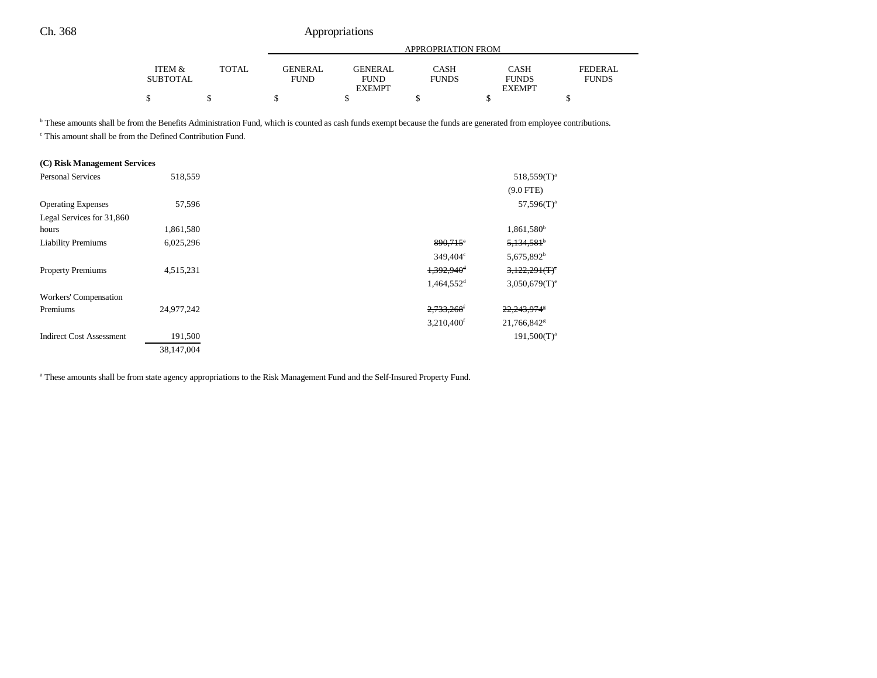| | ITEM & SUBTOTAL | TOTAL | GENERAL FUND | GENERAL FUND EXEMPT | CASH FUNDS | CASH FUNDS EXEMPT | FEDERAL FUNDS |
|---|---|---|---|---|---|---|---|
| | | | APPROPRIATION FROM | | | | |
| | $ | $ | $ | $ | $ | $ | $ |

[b] These amounts shall be from the Benefits Administration Fund, which is counted as cash funds exempt because the funds are generated from employee contributions.

[c] This amount shall be from the Defined Contribution Fund.

**(C) Risk Management Services**

| | ITEM & SUBTOTAL | TOTAL | GENERAL FUND | GENERAL FUND EXEMPT | CASH FUNDS | CASH FUNDS EXEMPT | FEDERAL FUNDS |
|---|---|---|---|---|---|---|---|
| Personal Services | 518,559 | | | | | 518,559(T)[a] | |
| | | | | | | (9.0 FTE) | |
| Operating Expenses | 57,596 | | | | | 57,596(T)[a] | |
| Legal Services for 31,860 hours | 1,861,580 | | | | | 1,861,580[b] | |
| Liability Premiums | 6,025,296 | | | | ~~890,715[c]~~ | ~~5,134,581[b]~~ | |
| | | | | | 349,404[c] | 5,675,892[b] | |
| Property Premiums | 4,515,231 | | | | ~~1,392,940[d]~~ | ~~3,122,291(T)[e]~~ | |
| | | | | | 1,464,552[d] | 3,050,679(T)[e] | |
| Workers' Compensation Premiums | 24,977,242 | | | | ~~2,733,268[f]~~ | ~~22,243,974[g]~~ | |
| | | | | | 3,210,400[f] | 21,766,842[g] | |
| Indirect Cost Assessment | 191,500 | | | | | 191,500(T)[a] | |
| | 38,147,004 | | | | | | |

[a] These amounts shall be from state agency appropriations to the Risk Management Fund and the Self-Insured Property Fund.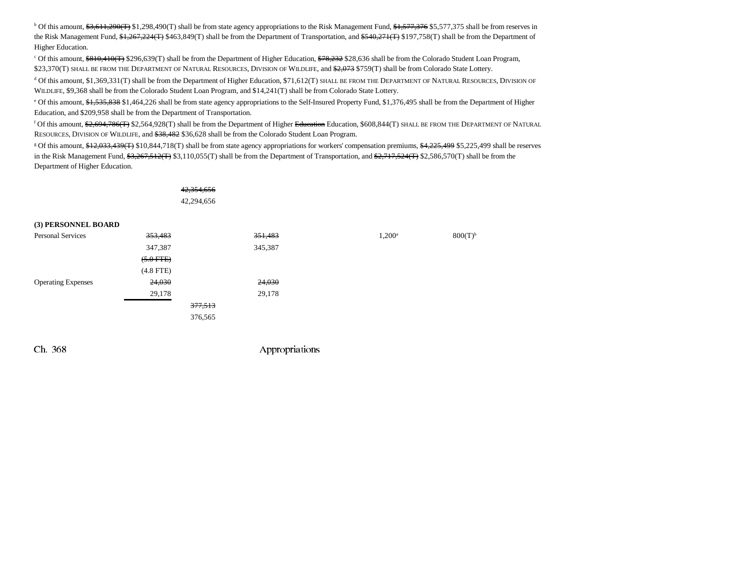[b] Of this amount, ~~$3,611,290(T)~~ $1,298,490(T) shall be from state agency appropriations to the Risk Management Fund, ~~$1,577,376~~ $5,577,375 shall be from reserves in the Risk Management Fund, ~~$1,267,224(T)~~ $463,849(T) shall be from the Department of Transportation, and ~~$540,271(T)~~ $197,758(T) shall be from the Department of Higher Education.

[c] Of this amount, ~~$810,410(T)~~ $296,639(T) shall be from the Department of Higher Education, ~~$78,232~~ $28,636 shall be from the Colorado Student Loan Program, $23,370(T) SHALL BE FROM THE DEPARTMENT OF NATURAL RESOURCES, DIVISION OF WILDLIFE, and ~~$2,073~~ $759(T) shall be from Colorado State Lottery.

[d] Of this amount, $1,369,331(T) shall be from the Department of Higher Education, $71,612(T) SHALL BE FROM THE DEPARTMENT OF NATURAL RESOURCES, DIVISION OF WILDLIFE, $9,368 shall be from the Colorado Student Loan Program, and $14,241(T) shall be from Colorado State Lottery.

[e] Of this amount, ~~$1,535,838~~ $1,464,226 shall be from state agency appropriations to the Self-Insured Property Fund, $1,376,495 shall be from the Department of Higher Education, and $209,958 shall be from the Department of Transportation.

[f] Of this amount, ~~$2,694,786(T)~~ $2,564,928(T) shall be from the Department of Higher ~~Education~~ Education, $608,844(T) SHALL BE FROM THE DEPARTMENT OF NATURAL RESOURCES, DIVISION OF WILDLIFE, and ~~$38,482~~ $36,628 shall be from the Colorado Student Loan Program.

[g] Of this amount, ~~$12,033,439(T)~~ $10,844,718(T) shall be from state agency appropriations for workers' compensation premiums, ~~$4,225,499~~ $5,225,499 shall be reserves in the Risk Management Fund, ~~$3,267,512(T)~~ $3,110,055(T) shall be from the Department of Transportation, and ~~$2,717,524(T)~~ $2,586,570(T) shall be from the Department of Higher Education.

| | | | | | |
|---|---|---|---|---|---|
| | | ~~42,354,656~~ 42,294,656 | | | |

**(3) PERSONNEL BOARD**

| | | | | | | |
|---|---|---|---|---|---|---|
| Personal Services | ~~353,483~~ 347,387 ~~(5.0 FTE)~~ (4.8 FTE) | | ~~351,483~~ 345,387 | | 1,200[a] | 800(T)[b] |
| Operating Expenses | ~~24,030~~ 29,178 | | ~~24,030~~ 29,178 | | | |
| | | ~~377,513~~ 376,565 | | | | |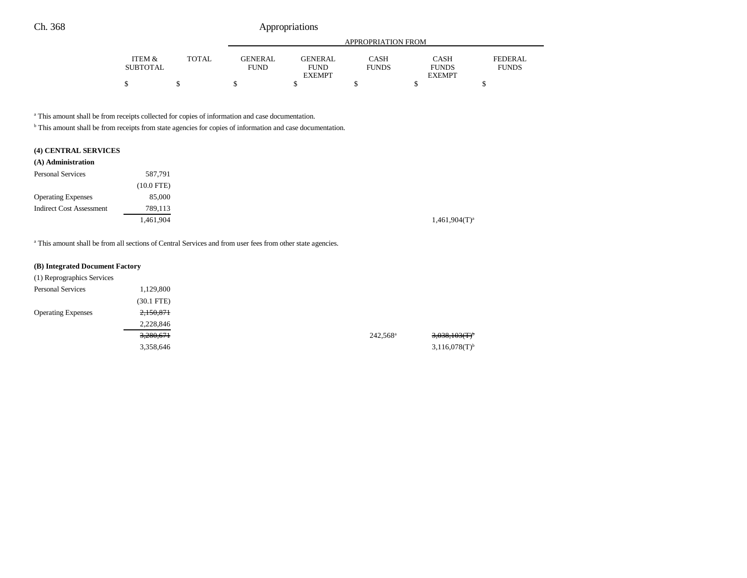| | ITEM & SUBTOTAL | TOTAL | GENERAL FUND | GENERAL FUND EXEMPT | CASH FUNDS | CASH FUNDS EXEMPT | FEDERAL FUNDS |
|---|---|---|---|---|---|---|---|
| | $ | $ | $ | $ | $ | $ | $ |

[a] This amount shall be from receipts collected for copies of information and case documentation.

[b] This amount shall be from receipts from state agencies for copies of information and case documentation.

**(4) CENTRAL SERVICES**

**(A) Administration**

| | ITEM & SUBTOTAL | TOTAL | GENERAL FUND | GENERAL FUND EXEMPT | CASH FUNDS | CASH FUNDS EXEMPT | FEDERAL FUNDS |
|---|---|---|---|---|---|---|---|
| Personal Services | 587,791 | | | | | | |
| | (10.0 FTE) | | | | | | |
| Operating Expenses | 85,000 | | | | | | |
| Indirect Cost Assessment | 789,113 | | | | | | |
| | 1,461,904 | | | | | 1,461,904(T)[a] | |

[a] This amount shall be from all sections of Central Services and from user fees from other state agencies.

**(B) Integrated Document Factory**

(1) Reprographics Services

| | ITEM & SUBTOTAL | TOTAL | GENERAL FUND | GENERAL FUND EXEMPT | CASH FUNDS | CASH FUNDS EXEMPT | FEDERAL FUNDS |
|---|---|---|---|---|---|---|---|
| Personal Services | 1,129,800 | | | | | | |
| | (30.1 FTE) | | | | | | |
| Operating Expenses | ~~2,150,871~~ | | | | | | |
| | 2,228,846 | | | | | | |
| | ~~3,280,671~~ | | | | 242,568[a] | ~~3,038,103(T)[b]~~ | |
| | 3,358,646 | | | | | 3,116,078(T)[b] | |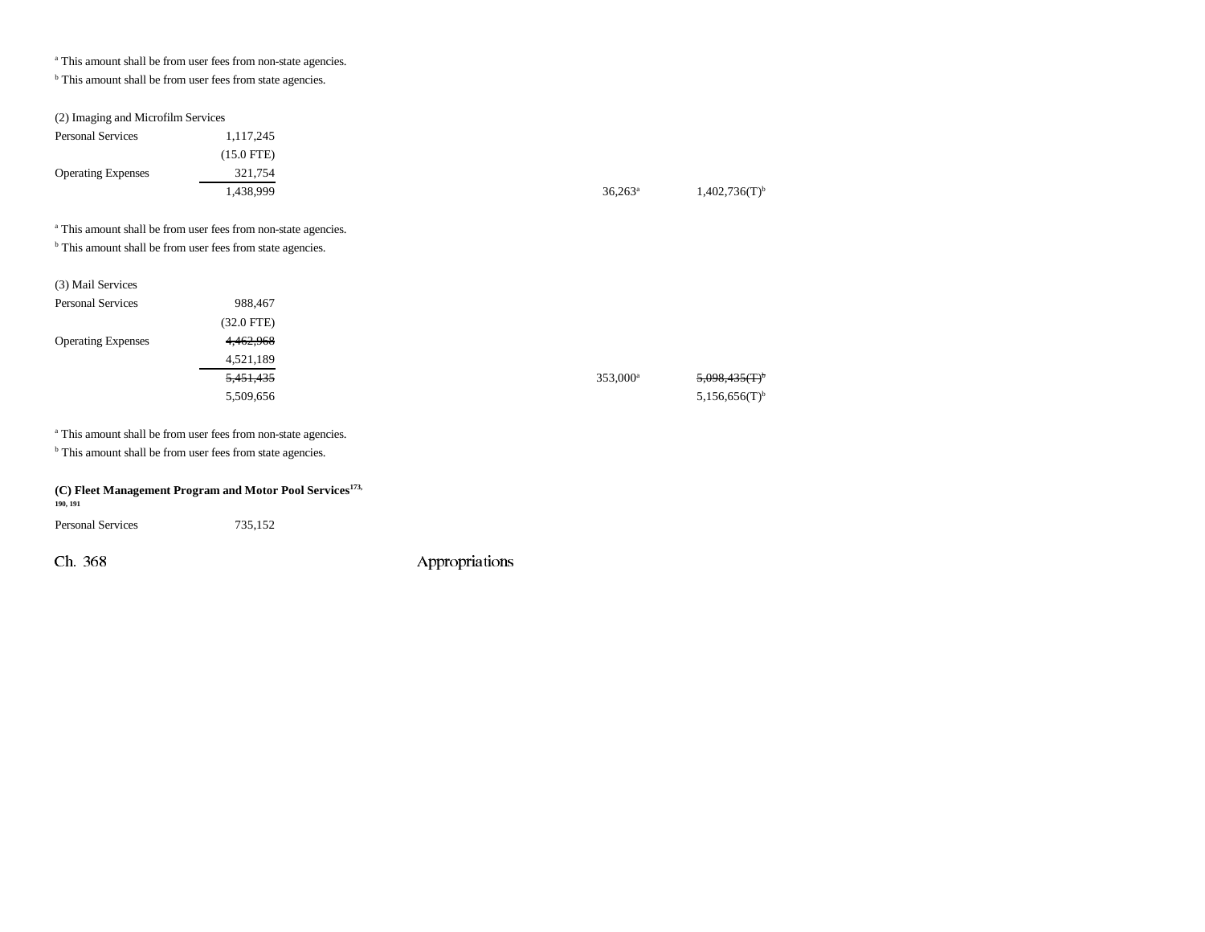[a] This amount shall be from user fees from non-state agencies.

[b] This amount shall be from user fees from state agencies.

(2) Imaging and Microfilm Services

| | | | |
|---|---|---|---|
| Personal Services | 1,117,245 | | |
| | (15.0 FTE) | | |
| Operating Expenses | 321,754 | | |
| | 1,438,999 | 36,263[a] | 1,402,736(T)[b] |

[a] This amount shall be from user fees from non-state agencies.

[b] This amount shall be from user fees from state agencies.

(3) Mail Services

| | | | |
|---|---|---|---|
| Personal Services | 988,467 | | |
| | (32.0 FTE) | | |
| Operating Expenses | ~~4,462,968~~ | | |
| | 4,521,189 | | |
| | ~~5,451,435~~ | 353,000[a] | ~~5,098,435(T)[b]~~ |
| | 5,509,656 | | 5,156,656(T)[b] |

[a] This amount shall be from user fees from non-state agencies.

[b] This amount shall be from user fees from state agencies.

**(C) Fleet Management Program and Motor Pool Services[173, 190, 191]**

| | |
|---|---|
| Personal Services | 735,152 |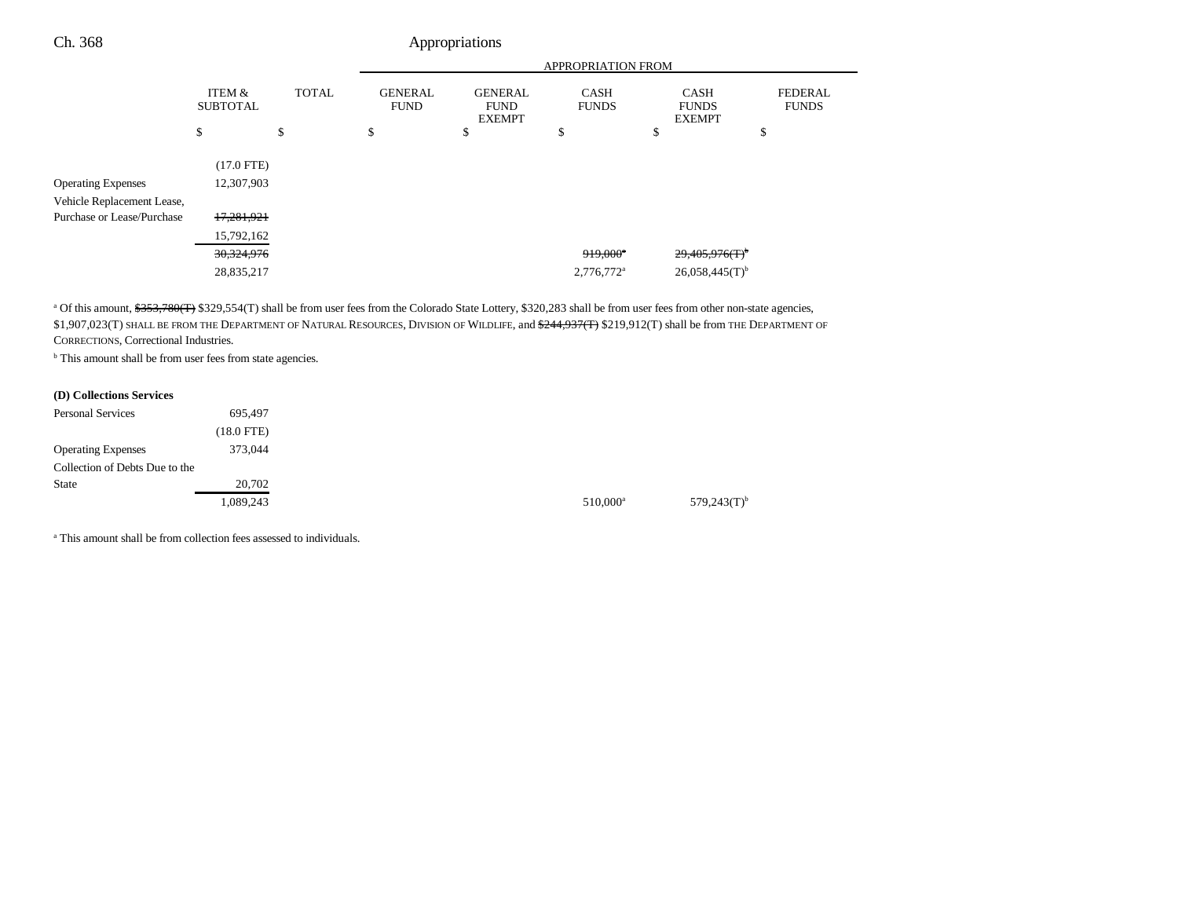| | ITEM & SUBTOTAL | TOTAL | GENERAL FUND | GENERAL FUND EXEMPT | CASH FUNDS | CASH FUNDS EXEMPT | FEDERAL FUNDS |
|---|---|---|---|---|---|---|---|
| | | | APPROPRIATION FROM | | | | |
| | $ | $ | $ | $ | $ | $ | $ |
| | (17.0 FTE) | | | | | | |
| Operating Expenses | 12,307,903 | | | | | | |
| Vehicle Replacement Lease, Purchase or Lease/Purchase | ~~17,281,921~~ | | | | | | |
| | 15,792,162 | | | | | | |
| | ~~30,324,976~~ | | | | ~~919,000~~[a] | ~~29,405,976(T)~~[b] | |
| | 28,835,217 | | | | 2,776,772[a] | 26,058,445(T)[b] | |

[a] Of this amount, ~~$353,780(T)~~ $329,554(T) shall be from user fees from the Colorado State Lottery, $320,283 shall be from user fees from other non-state agencies, $1,907,023(T) SHALL BE FROM THE DEPARTMENT OF NATURAL RESOURCES, DIVISION OF WILDLIFE, and ~~$244,937(T)~~ $219,912(T) shall be from THE DEPARTMENT OF CORRECTIONS, Correctional Industries.

[b] This amount shall be from user fees from state agencies.

**(D) Collections Services**

| | ITEM & SUBTOTAL | TOTAL | GENERAL FUND | GENERAL FUND EXEMPT | CASH FUNDS | CASH FUNDS EXEMPT | FEDERAL FUNDS |
|---|---|---|---|---|---|---|---|
| Personal Services | 695,497 | | | | | | |
| | (18.0 FTE) | | | | | | |
| Operating Expenses | 373,044 | | | | | | |
| Collection of Debts Due to the State | 20,702 | | | | | | |
| | 1,089,243 | | | | 510,000[a] | 579,243(T)[b] | |

[a] This amount shall be from collection fees assessed to individuals.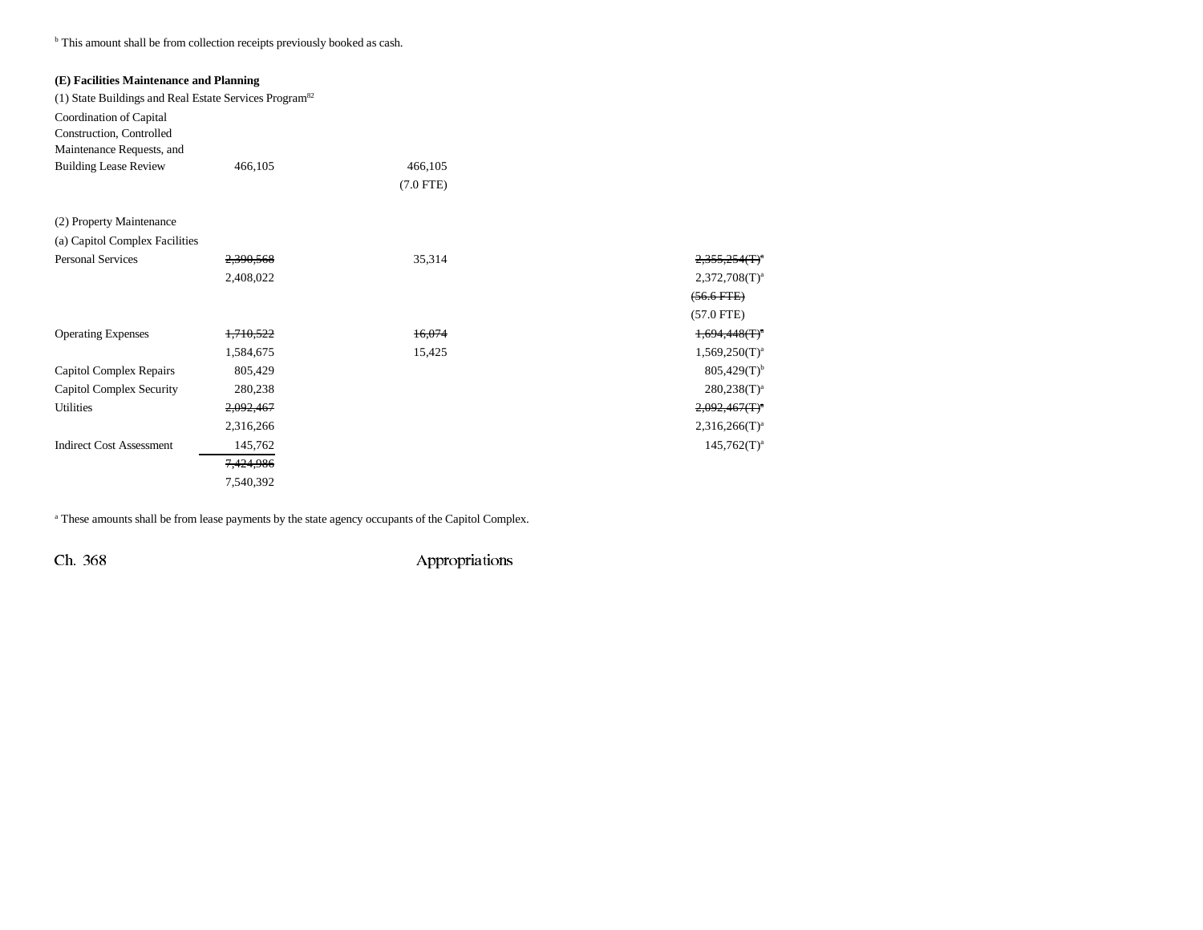[b] This amount shall be from collection receipts previously booked as cash.

**(E) Facilities Maintenance and Planning**

(1) State Buildings and Real Estate Services Program[82]

| | | | | |
|---|---|---|---|---|
| Coordination of Capital Construction, Controlled Maintenance Requests, and Building Lease Review | 466,105 | 466,105 (7.0 FTE) | | |

(2) Property Maintenance

(a) Capitol Complex Facilities

| | | | | |
|---|---|---|---|---|
| Personal Services | ~~2,390,568~~ 2,408,022 | 35,314 | | ~~2,355,254(T)[a]~~ 2,372,708(T)[a] ~~(56.6 FTE)~~ (57.0 FTE) |
| Operating Expenses | ~~1,710,522~~ 1,584,675 | ~~16,074~~ 15,425 | | ~~1,694,448(T)[a]~~ 1,569,250(T)[a] |
| Capitol Complex Repairs | 805,429 | | | 805,429(T)[b] |
| Capitol Complex Security | 280,238 | | | 280,238(T)[a] |
| Utilities | ~~2,092,467~~ 2,316,266 | | | ~~2,092,467(T)[a]~~ 2,316,266(T)[a] |
| Indirect Cost Assessment | 145,762 | | | 145,762(T)[a] |
| | ~~7,424,986~~ 7,540,392 | | | |

[a] These amounts shall be from lease payments by the state agency occupants of the Capitol Complex.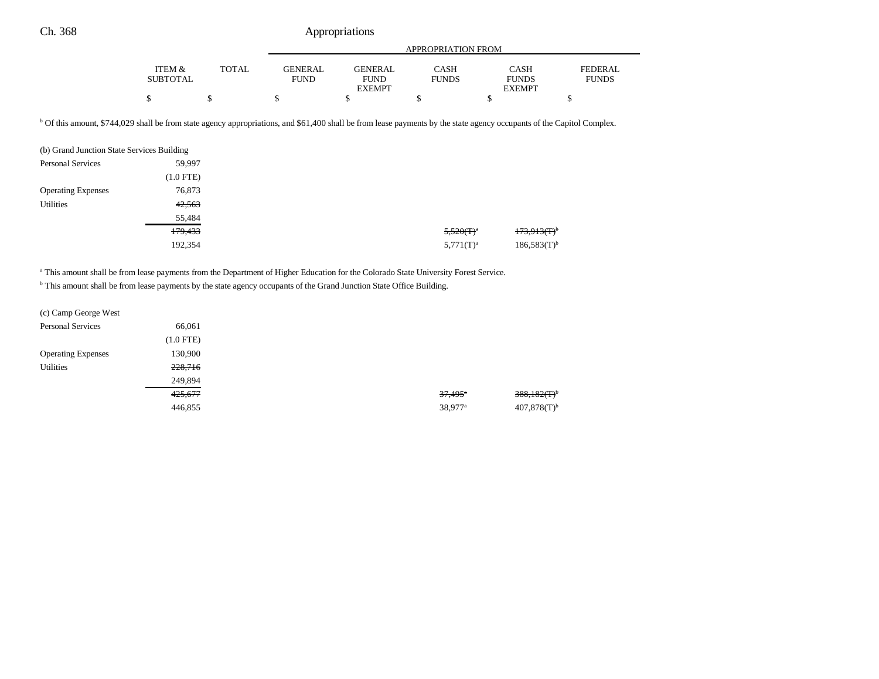| | ITEM & SUBTOTAL | TOTAL | GENERAL FUND | GENERAL FUND EXEMPT | CASH FUNDS | CASH FUNDS EXEMPT | FEDERAL FUNDS |
|---|---|---|---|---|---|---|---|
| | | | APPROPRIATION FROM | | | | |
| | $ | $ | $ | $ | $ | $ | $ |

[b] Of this amount, $744,029 shall be from state agency appropriations, and $61,400 shall be from lease payments by the state agency occupants of the Capitol Complex.

| | ITEM & SUBTOTAL | TOTAL | GENERAL FUND | GENERAL FUND EXEMPT | CASH FUNDS | CASH FUNDS EXEMPT | FEDERAL FUNDS |
|---|---|---|---|---|---|---|---|
| (b) Grand Junction State Services Building | | | | | | | |
| Personal Services | 59,997 | | | | | | |
| | (1.0 FTE) | | | | | | |
| Operating Expenses | 76,873 | | | | | | |
| Utilities | ~~42,563~~ | | | | | | |
| | 55,484 | | | | | | |
| | ~~179,433~~ | | | | ~~5,520(T)[a]~~ | ~~173,913(T)[b]~~ | |
| | 192,354 | | | | 5,771(T)[a] | 186,583(T)[b] | |

[a] This amount shall be from lease payments from the Department of Higher Education for the Colorado State University Forest Service.

[b] This amount shall be from lease payments by the state agency occupants of the Grand Junction State Office Building.

| | ITEM & SUBTOTAL | TOTAL | GENERAL FUND | GENERAL FUND EXEMPT | CASH FUNDS | CASH FUNDS EXEMPT | FEDERAL FUNDS |
|---|---|---|---|---|---|---|---|
| (c) Camp George West | | | | | | | |
| Personal Services | 66,061 | | | | | | |
| | (1.0 FTE) | | | | | | |
| Operating Expenses | 130,900 | | | | | | |
| Utilities | ~~228,716~~ | | | | | | |
| | 249,894 | | | | | | |
| | ~~425,677~~ | | | | ~~37,495[a]~~ | ~~388,182(T)[b]~~ | |
| | 446,855 | | | | 38,977[a] | 407,878(T)[b] | |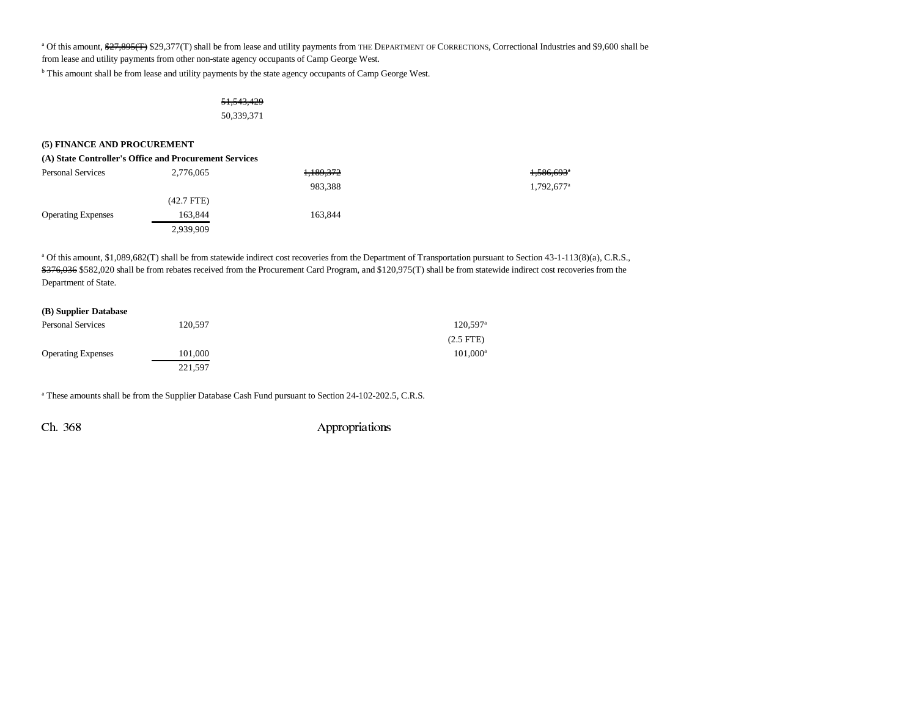[a] Of this amount, ~~$27,895(T)~~ $29,377(T) shall be from lease and utility payments from THE DEPARTMENT OF CORRECTIONS, Correctional Industries and $9,600 shall be from lease and utility payments from other non-state agency occupants of Camp George West.

[b] This amount shall be from lease and utility payments by the state agency occupants of Camp George West.

| | |
|---|---|
| | ~~51,543,429~~ |
| | 50,339,371 |

**(5) FINANCE AND PROCUREMENT**

**(A) State Controller's Office and Procurement Services**

| | | | | |
|---|---|---|---|---|
| Personal Services | 2,776,065 | ~~1,189,372~~ | | ~~1,586,693~~[a] |
| | | 983,388 | | 1,792,677[a] |
| | (42.7 FTE) | | | |
| Operating Expenses | 163,844 | 163,844 | | |
| | 2,939,909 | | | |

[a] Of this amount, $1,089,682(T) shall be from statewide indirect cost recoveries from the Department of Transportation pursuant to Section 43-1-113(8)(a), C.R.S., ~~$376,036~~ $582,020 shall be from rebates received from the Procurement Card Program, and $120,975(T) shall be from statewide indirect cost recoveries from the Department of State.

**(B) Supplier Database**

| | | | |
|---|---|---|---|
| Personal Services | 120,597 | | 120,597[a] |
| | | | (2.5 FTE) |
| Operating Expenses | 101,000 | | 101,000[a] |
| | 221,597 | | |

[a] These amounts shall be from the Supplier Database Cash Fund pursuant to Section 24-102-202.5, C.R.S.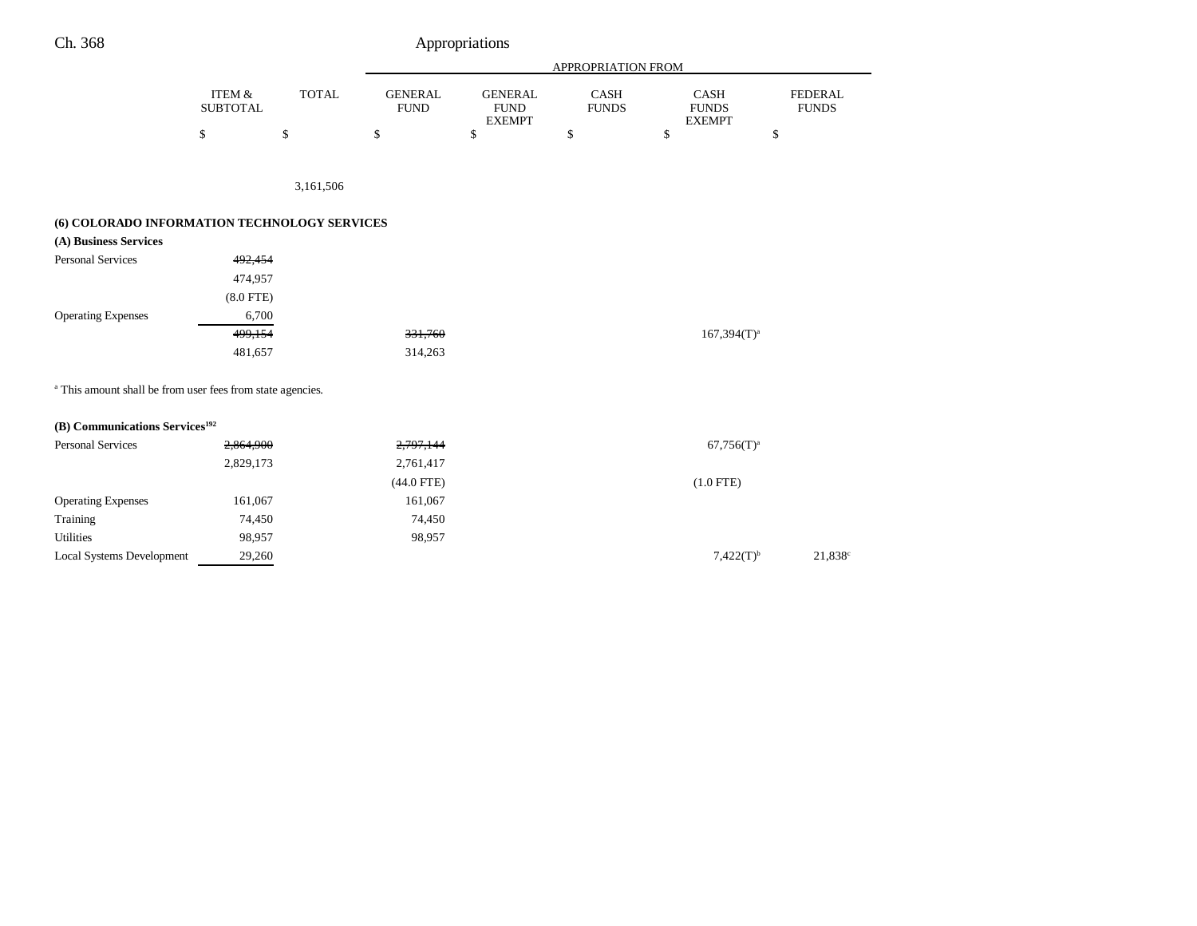| | ITEM & SUBTOTAL | TOTAL | GENERAL FUND | GENERAL FUND EXEMPT | CASH FUNDS | CASH FUNDS EXEMPT | FEDERAL FUNDS |
|---|---|---|---|---|---|---|---|
| | | | APPROPRIATION FROM | | | | |
| | $ | $ | $ | $ | $ | $ | $ |
| | | 3,161,506 | | | | | |

**(6) COLORADO INFORMATION TECHNOLOGY SERVICES**

**(A) Business Services**

| | ITEM & SUBTOTAL | TOTAL | GENERAL FUND | GENERAL FUND EXEMPT | CASH FUNDS | CASH FUNDS EXEMPT | FEDERAL FUNDS |
|---|---|---|---|---|---|---|---|
| Personal Services | ~~492,454~~ | | | | | | |
| | 474,957 | | | | | | |
| | (8.0 FTE) | | | | | | |
| Operating Expenses | 6,700 | | | | | | |
| | ~~499,154~~ | | ~~331,760~~ | | | 167,394(T)[a] | |
| | 481,657 | | 314,263 | | | | |

[a] This amount shall be from user fees from state agencies.

**(B) Communications Services[192]**

| | ITEM & SUBTOTAL | TOTAL | GENERAL FUND | GENERAL FUND EXEMPT | CASH FUNDS | CASH FUNDS EXEMPT | FEDERAL FUNDS |
|---|---|---|---|---|---|---|---|
| Personal Services | ~~2,864,900~~ | | ~~2,797,144~~ | | | 67,756(T)[a] | |
| | 2,829,173 | | 2,761,417 | | | | |
| | | | (44.0 FTE) | | | (1.0 FTE) | |
| Operating Expenses | 161,067 | | 161,067 | | | | |
| Training | 74,450 | | 74,450 | | | | |
| Utilities | 98,957 | | 98,957 | | | | |
| Local Systems Development | 29,260 | | | | | 7,422(T)[b] | 21,838[c] |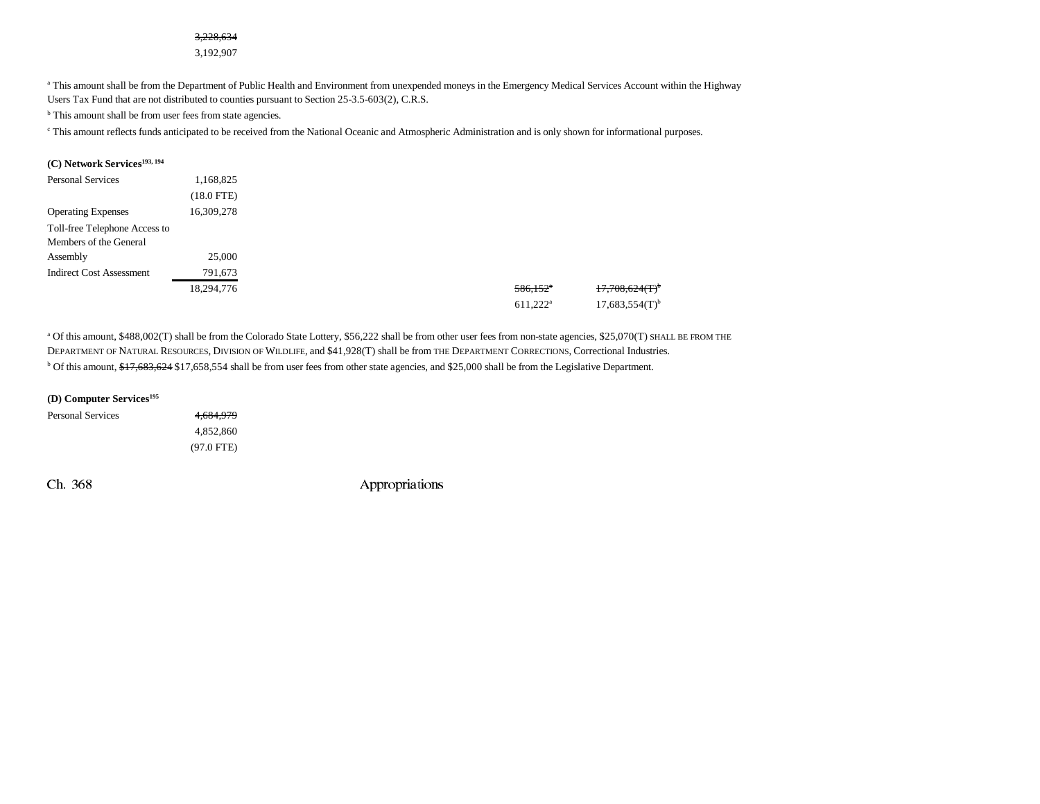| | |
|---|---|
| | ~~3,228,634~~ |
| | 3,192,907 |

[a] This amount shall be from the Department of Public Health and Environment from unexpended moneys in the Emergency Medical Services Account within the Highway Users Tax Fund that are not distributed to counties pursuant to Section 25-3.5-603(2), C.R.S.

[b] This amount shall be from user fees from state agencies.

[c] This amount reflects funds anticipated to be received from the National Oceanic and Atmospheric Administration and is only shown for informational purposes.

**(C) Network Services[193, 194]**

| | | | |
|---|---|---|---|
| Personal Services | 1,168,825 | | |
| | (18.0 FTE) | | |
| Operating Expenses | 16,309,278 | | |
| Toll-free Telephone Access to Members of the General Assembly | 25,000 | | |
| Indirect Cost Assessment | 791,673 | | |
| | 18,294,776 | ~~586,152~~[a] | ~~17,708,624(T)~~[b] |
| | | 611,222[a] | 17,683,554(T)[b] |

[a] Of this amount, $488,002(T) shall be from the Colorado State Lottery, $56,222 shall be from other user fees from non-state agencies, $25,070(T) SHALL BE FROM THE DEPARTMENT OF NATURAL RESOURCES, DIVISION OF WILDLIFE, and $41,928(T) shall be from THE DEPARTMENT CORRECTIONS, Correctional Industries.

[b] Of this amount, ~~$17,683,624~~ $17,658,554 shall be from user fees from other state agencies, and $25,000 shall be from the Legislative Department.

**(D) Computer Services[195]**

| | |
|---|---|
| Personal Services | ~~4,684,979~~ |
| | 4,852,860 |
| | (97.0 FTE) |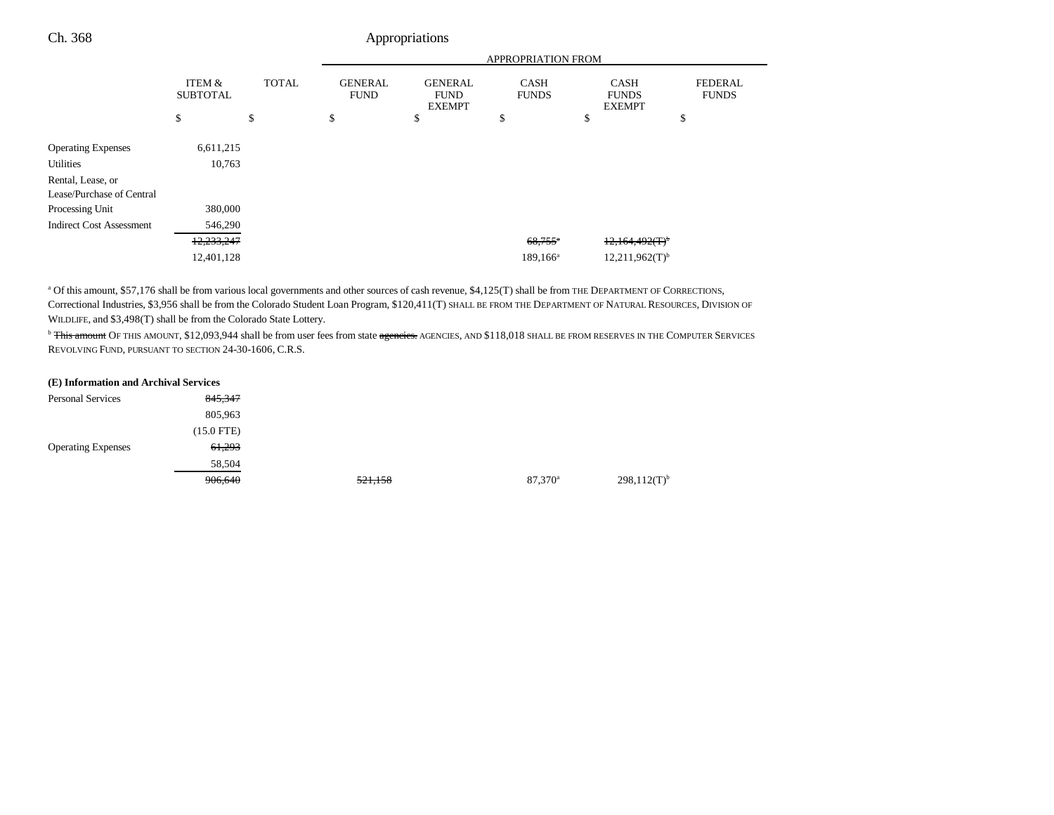| | ITEM & SUBTOTAL | TOTAL | GENERAL FUND | GENERAL FUND EXEMPT | CASH FUNDS | CASH FUNDS EXEMPT | FEDERAL FUNDS |
|---|---|---|---|---|---|---|---|
| | | | APPROPRIATION FROM | | | | |
| | $ | $ | $ | $ | $ | $ | $ |
| Operating Expenses | 6,611,215 | | | | | | |
| Utilities | 10,763 | | | | | | |
| Rental, Lease, or Lease/Purchase of Central Processing Unit | 380,000 | | | | | | |
| Indirect Cost Assessment | 546,290 | | | | | | |
| | ~~12,233,247~~ | | | | ~~68,755~~[a] | ~~12,164,492(T)~~[b] | |
| | 12,401,128 | | | | 189,166[a] | 12,211,962(T)[b] | |

[a] Of this amount, $57,176 shall be from various local governments and other sources of cash revenue, $4,125(T) shall be from THE DEPARTMENT OF CORRECTIONS, Correctional Industries, $3,956 shall be from the Colorado Student Loan Program, $120,411(T) SHALL BE FROM THE DEPARTMENT OF NATURAL RESOURCES, DIVISION OF WILDLIFE, and $3,498(T) shall be from the Colorado State Lottery.

[b] ~~This amount~~ OF THIS AMOUNT, $12,093,944 shall be from user fees from state ~~agencies.~~ AGENCIES, AND $118,018 SHALL BE FROM RESERVES IN THE COMPUTER SERVICES REVOLVING FUND, PURSUANT TO SECTION 24-30-1606, C.R.S.

**(E) Information and Archival Services**

| | ITEM & SUBTOTAL | TOTAL | GENERAL FUND | GENERAL FUND EXEMPT | CASH FUNDS | CASH FUNDS EXEMPT | FEDERAL FUNDS |
|---|---|---|---|---|---|---|---|
| Personal Services | ~~845,347~~ | | | | | | |
| | 805,963 | | | | | | |
| | (15.0 FTE) | | | | | | |
| Operating Expenses | ~~61,293~~ | | | | | | |
| | 58,504 | | | | | | |
| | ~~906,640~~ | | ~~521,158~~ | | 87,370[a] | 298,112(T)[b] | |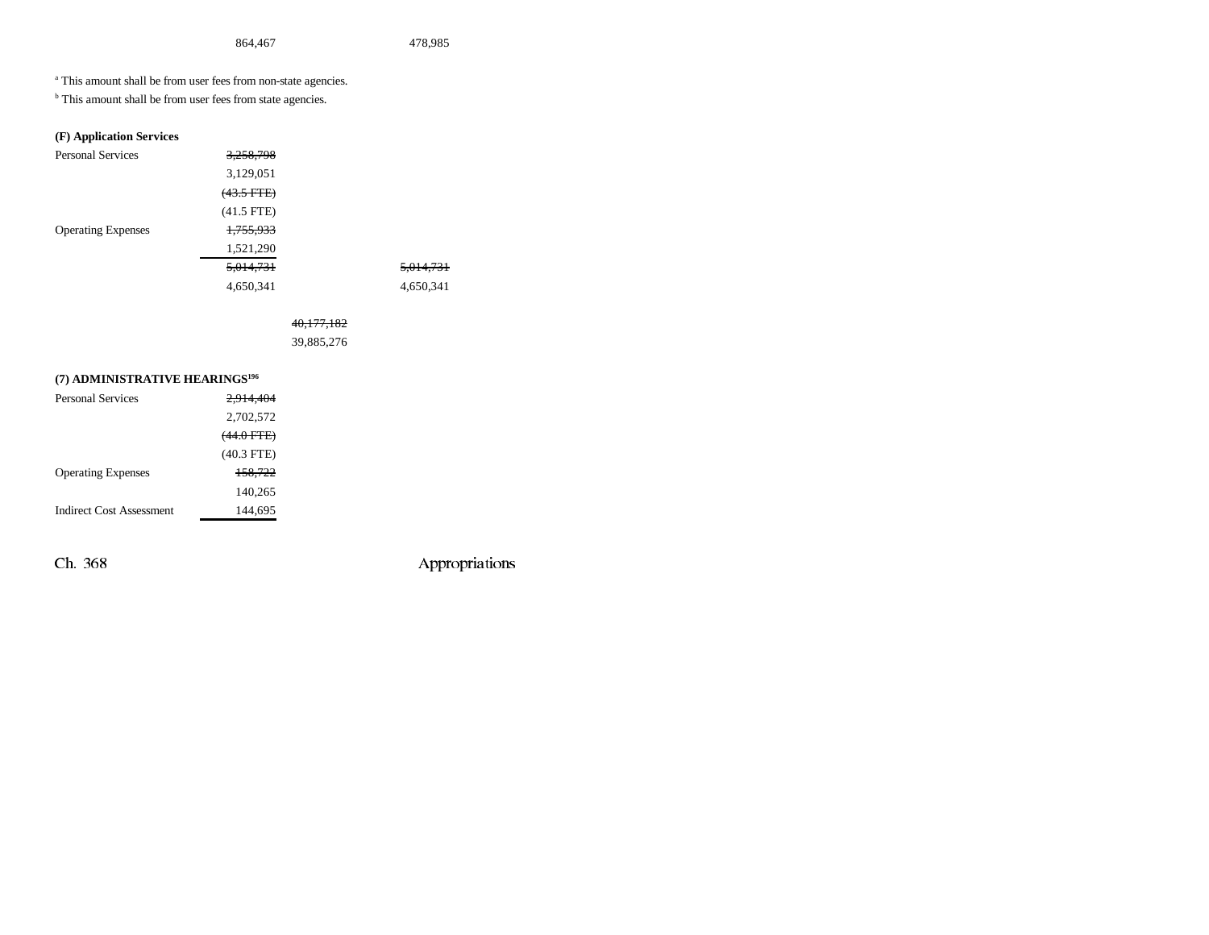| | | | |
|---|---|---|---|
| | 864,467 | | 478,985 |

[a] This amount shall be from user fees from non-state agencies.

[b] This amount shall be from user fees from state agencies.

**(F) Application Services**

| | | | |
|---|---|---|---|
| Personal Services | ~~3,258,798~~ | | |
| | 3,129,051 | | |
| | ~~(43.5 FTE)~~ | | |
| | (41.5 FTE) | | |
| Operating Expenses | ~~1,755,933~~ | | |
| | 1,521,290 | | |
| | ~~5,014,731~~ | | ~~5,014,731~~ |
| | 4,650,341 | | 4,650,341 |
| | | ~~40,177,182~~ | |
| | | 39,885,276 | |

**(7) ADMINISTRATIVE HEARINGS[196]**

| | |
|---|---|
| Personal Services | ~~2,914,404~~ |
| | 2,702,572 |
| | ~~(44.0 FTE)~~ |
| | (40.3 FTE) |
| Operating Expenses | ~~158,722~~ |
| | 140,265 |
| Indirect Cost Assessment | 144,695 |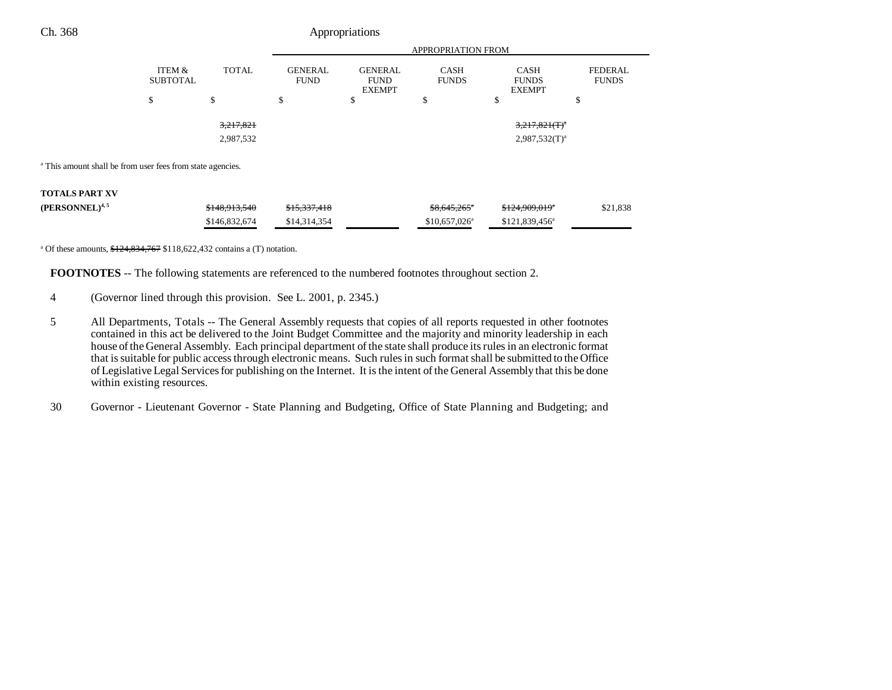| | ITEM & SUBTOTAL | TOTAL | GENERAL FUND | GENERAL FUND EXEMPT | CASH FUNDS | CASH FUNDS EXEMPT | FEDERAL FUNDS |
|---|---|---|---|---|---|---|---|
| | | | APPROPRIATION FROM | | | | |
| | $ | $ | $ | $ | $ | $ | $ |
| | | ~~3,217,821~~ | | | | ~~3,217,821(T)~~[a] | |
| | | 2,987,532 | | | | 2,987,532(T)[a] | |

[a] This amount shall be from user fees from state agencies.

| | ITEM & SUBTOTAL | TOTAL | GENERAL FUND | GENERAL FUND EXEMPT | CASH FUNDS | CASH FUNDS EXEMPT | FEDERAL FUNDS |
|---|---|---|---|---|---|---|---|
| **TOTALS PART XV (PERSONNEL)**[4, 5] | | ~~$148,913,540~~ | ~~$15,337,418~~ | | ~~$8,645,265~~[a] | ~~$124,909,019~~[a] | $21,838 |
| | | $146,832,674 | $14,314,354 | | $10,657,026[a] | $121,839,456[a] | |

[a] Of these amounts, ~~$124,834,767~~ $118,622,432 contains a (T) notation.

**FOOTNOTES** -- The following statements are referenced to the numbered footnotes throughout section 2.

4 (Governor lined through this provision. See L. 2001, p. 2345.)

5 All Departments, Totals -- The General Assembly requests that copies of all reports requested in other footnotes contained in this act be delivered to the Joint Budget Committee and the majority and minority leadership in each house of the General Assembly. Each principal department of the state shall produce its rules in an electronic format that is suitable for public access through electronic means. Such rules in such format shall be submitted to the Office of Legislative Legal Services for publishing on the Internet. It is the intent of the General Assembly that this be done within existing resources.

30 Governor - Lieutenant Governor - State Planning and Budgeting, Office of State Planning and Budgeting; and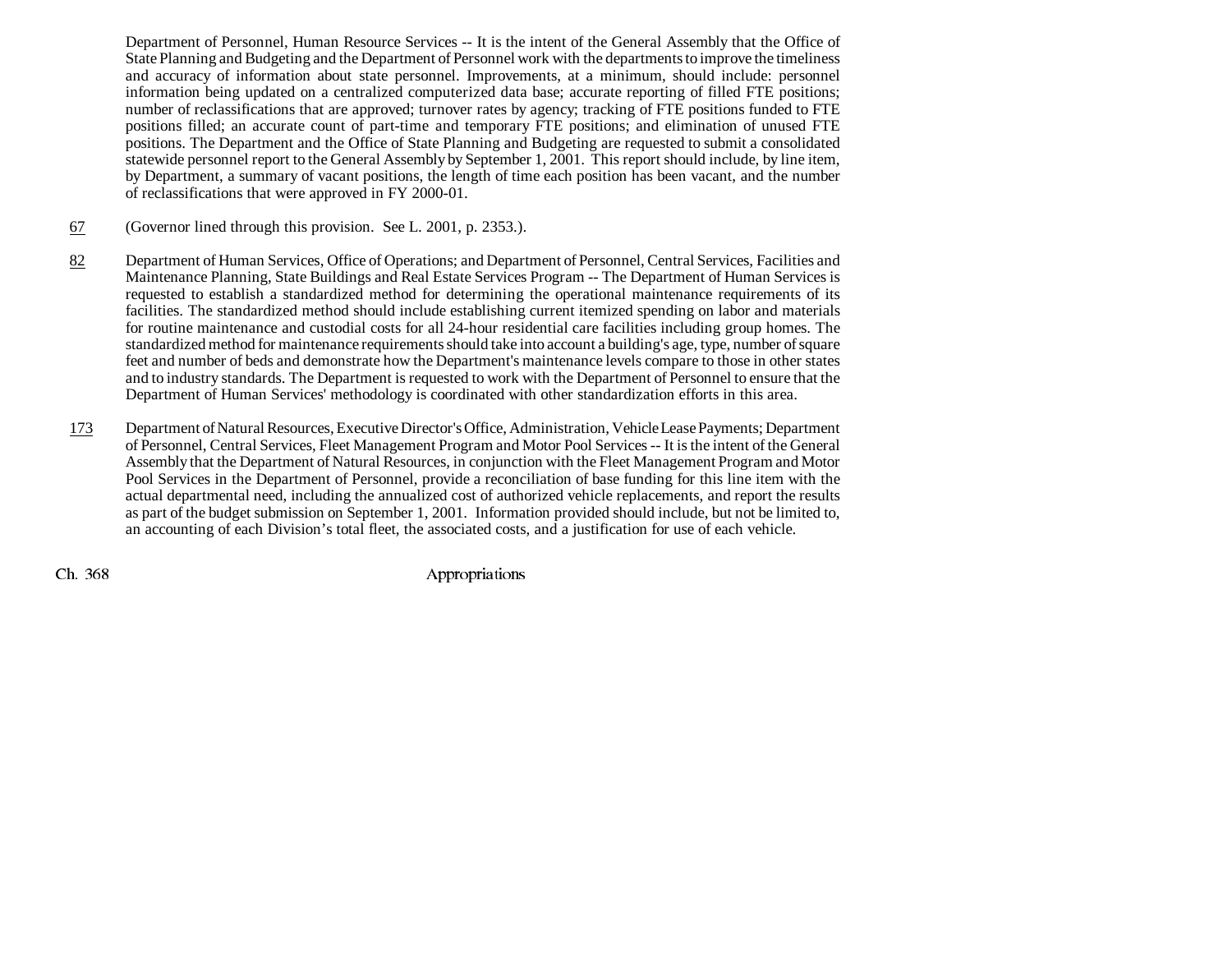Department of Personnel, Human Resource Services -- It is the intent of the General Assembly that the Office of State Planning and Budgeting and the Department of Personnel work with the departments to improve the timeliness and accuracy of information about state personnel. Improvements, at a minimum, should include: personnel information being updated on a centralized computerized data base; accurate reporting of filled FTE positions; number of reclassifications that are approved; turnover rates by agency; tracking of FTE positions funded to FTE positions filled; an accurate count of part-time and temporary FTE positions; and elimination of unused FTE positions. The Department and the Office of State Planning and Budgeting are requested to submit a consolidated statewide personnel report to the General Assembly by September 1, 2001. This report should include, by line item, by Department, a summary of vacant positions, the length of time each position has been vacant, and the number of reclassifications that were approved in FY 2000-01.

67 (Governor lined through this provision. See L. 2001, p. 2353.).

82 Department of Human Services, Office of Operations; and Department of Personnel, Central Services, Facilities and Maintenance Planning, State Buildings and Real Estate Services Program -- The Department of Human Services is requested to establish a standardized method for determining the operational maintenance requirements of its facilities. The standardized method should include establishing current itemized spending on labor and materials for routine maintenance and custodial costs for all 24-hour residential care facilities including group homes. The standardized method for maintenance requirements should take into account a building's age, type, number of square feet and number of beds and demonstrate how the Department's maintenance levels compare to those in other states and to industry standards. The Department is requested to work with the Department of Personnel to ensure that the Department of Human Services' methodology is coordinated with other standardization efforts in this area.

173 Department of Natural Resources, Executive Director's Office, Administration, Vehicle Lease Payments; Department of Personnel, Central Services, Fleet Management Program and Motor Pool Services -- It is the intent of the General Assembly that the Department of Natural Resources, in conjunction with the Fleet Management Program and Motor Pool Services in the Department of Personnel, provide a reconciliation of base funding for this line item with the actual departmental need, including the annualized cost of authorized vehicle replacements, and report the results as part of the budget submission on September 1, 2001. Information provided should include, but not be limited to, an accounting of each Division's total fleet, the associated costs, and a justification for use of each vehicle.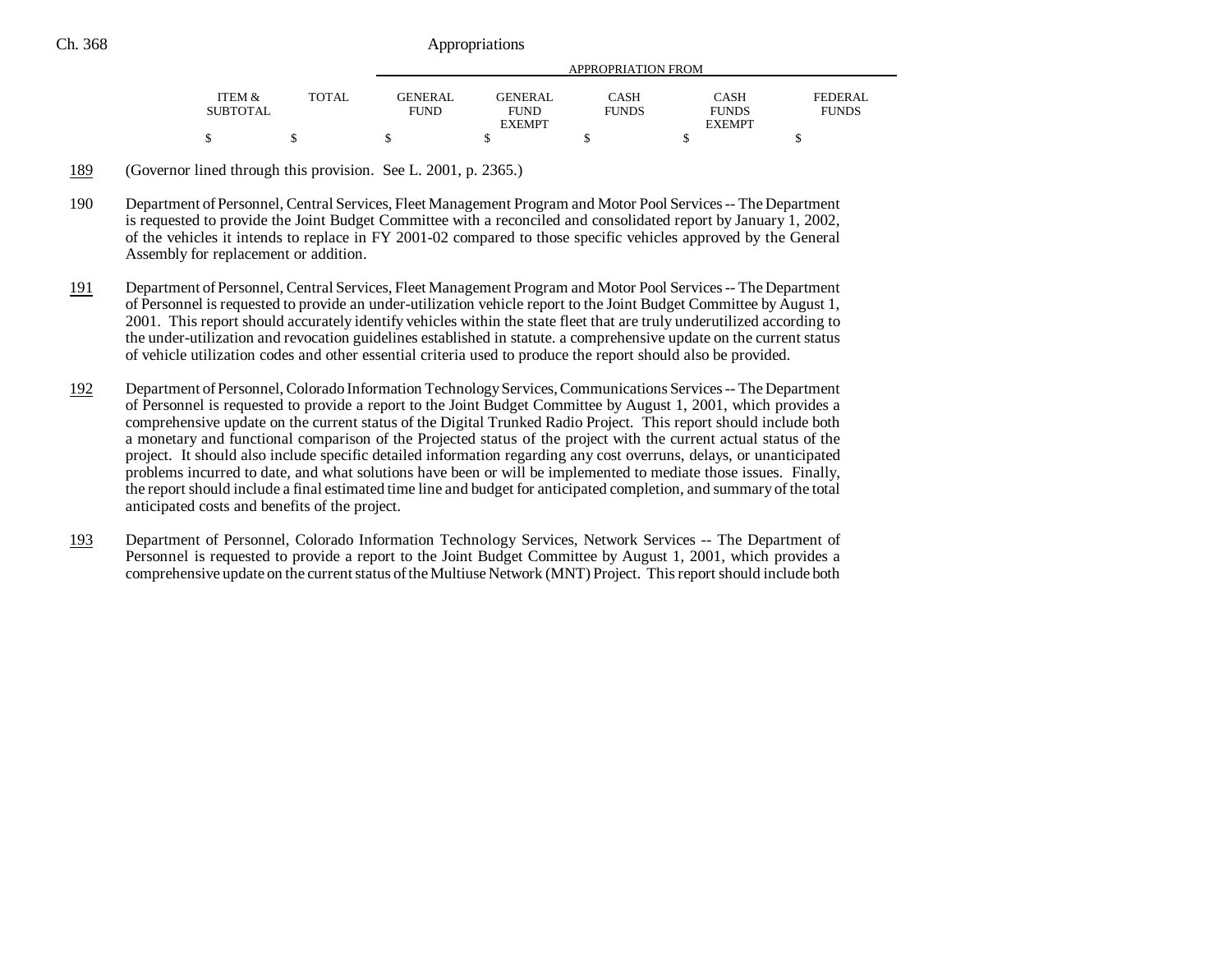| ITEM & SUBTOTAL | TOTAL | APPROPRIATION FROM GENERAL FUND | GENERAL FUND EXEMPT | CASH FUNDS | CASH FUNDS EXEMPT | FEDERAL FUNDS |
|---|---|---|---|---|---|---|
| $ | $ | $ | $ | $ | $ | $ |

189 (Governor lined through this provision. See L. 2001, p. 2365.)

190 Department of Personnel, Central Services, Fleet Management Program and Motor Pool Services -- The Department is requested to provide the Joint Budget Committee with a reconciled and consolidated report by January 1, 2002, of the vehicles it intends to replace in FY 2001-02 compared to those specific vehicles approved by the General Assembly for replacement or addition.

191 Department of Personnel, Central Services, Fleet Management Program and Motor Pool Services -- The Department of Personnel is requested to provide an under-utilization vehicle report to the Joint Budget Committee by August 1, 2001. This report should accurately identify vehicles within the state fleet that are truly underutilized according to the under-utilization and revocation guidelines established in statute. a comprehensive update on the current status of vehicle utilization codes and other essential criteria used to produce the report should also be provided.

192 Department of Personnel, Colorado Information Technology Services, Communications Services -- The Department of Personnel is requested to provide a report to the Joint Budget Committee by August 1, 2001, which provides a comprehensive update on the current status of the Digital Trunked Radio Project. This report should include both a monetary and functional comparison of the Projected status of the project with the current actual status of the project. It should also include specific detailed information regarding any cost overruns, delays, or unanticipated problems incurred to date, and what solutions have been or will be implemented to mediate those issues. Finally, the report should include a final estimated time line and budget for anticipated completion, and summary of the total anticipated costs and benefits of the project.

193 Department of Personnel, Colorado Information Technology Services, Network Services -- The Department of Personnel is requested to provide a report to the Joint Budget Committee by August 1, 2001, which provides a comprehensive update on the current status of the Multiuse Network (MNT) Project. This report should include both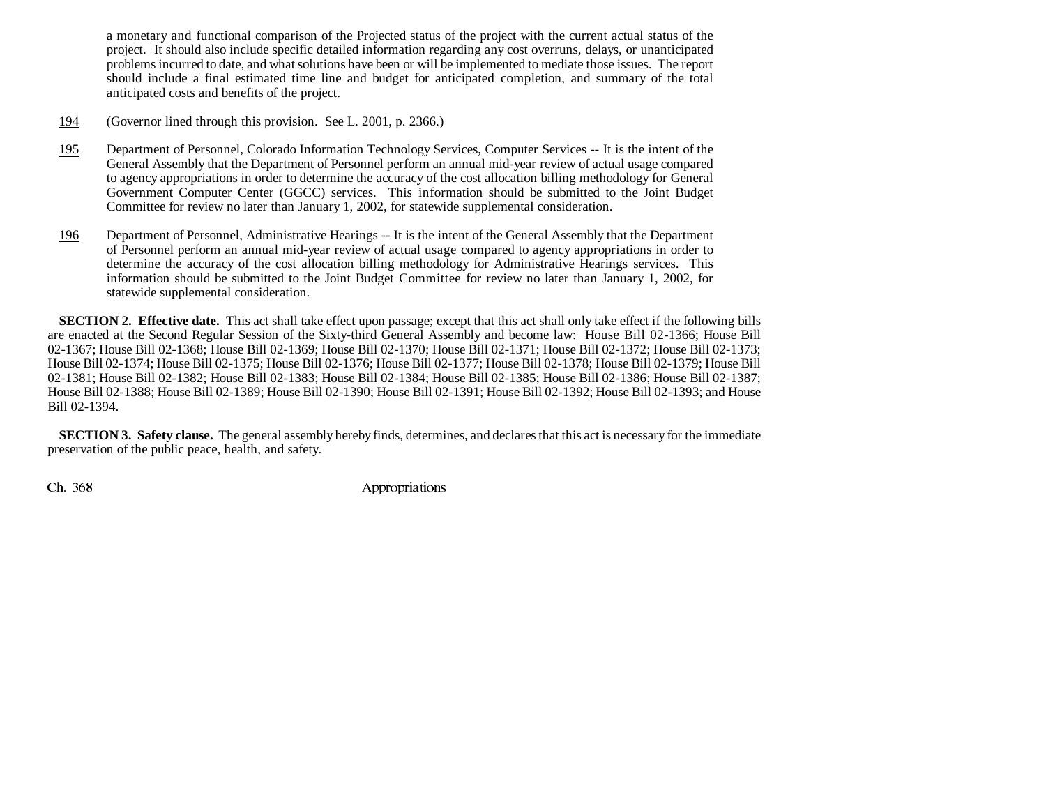a monetary and functional comparison of the Projected status of the project with the current actual status of the project. It should also include specific detailed information regarding any cost overruns, delays, or unanticipated problems incurred to date, and what solutions have been or will be implemented to mediate those issues. The report should include a final estimated time line and budget for anticipated completion, and summary of the total anticipated costs and benefits of the project.

194 (Governor lined through this provision. See L. 2001, p. 2366.)

195 Department of Personnel, Colorado Information Technology Services, Computer Services -- It is the intent of the General Assembly that the Department of Personnel perform an annual mid-year review of actual usage compared to agency appropriations in order to determine the accuracy of the cost allocation billing methodology for General Government Computer Center (GGCC) services. This information should be submitted to the Joint Budget Committee for review no later than January 1, 2002, for statewide supplemental consideration.

196 Department of Personnel, Administrative Hearings -- It is the intent of the General Assembly that the Department of Personnel perform an annual mid-year review of actual usage compared to agency appropriations in order to determine the accuracy of the cost allocation billing methodology for Administrative Hearings services. This information should be submitted to the Joint Budget Committee for review no later than January 1, 2002, for statewide supplemental consideration.

**SECTION 2. Effective date.** This act shall take effect upon passage; except that this act shall only take effect if the following bills are enacted at the Second Regular Session of the Sixty-third General Assembly and become law: House Bill 02-1366; House Bill 02-1367; House Bill 02-1368; House Bill 02-1369; House Bill 02-1370; House Bill 02-1371; House Bill 02-1372; House Bill 02-1373; House Bill 02-1374; House Bill 02-1375; House Bill 02-1376; House Bill 02-1377; House Bill 02-1378; House Bill 02-1379; House Bill 02-1381; House Bill 02-1382; House Bill 02-1383; House Bill 02-1384; House Bill 02-1385; House Bill 02-1386; House Bill 02-1387; House Bill 02-1388; House Bill 02-1389; House Bill 02-1390; House Bill 02-1391; House Bill 02-1392; House Bill 02-1393; and House Bill 02-1394.

**SECTION 3. Safety clause.** The general assembly hereby finds, determines, and declares that this act is necessary for the immediate preservation of the public peace, health, and safety.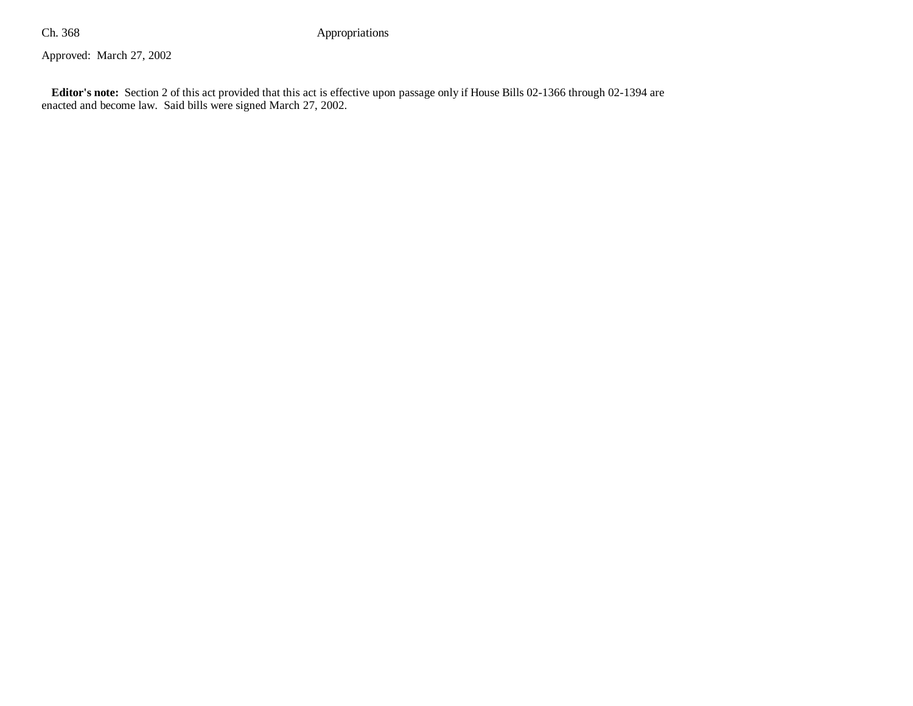Approved: March 27, 2002

**Editor's note:** Section 2 of this act provided that this act is effective upon passage only if House Bills 02-1366 through 02-1394 are enacted and become law. Said bills were signed March 27, 2002.